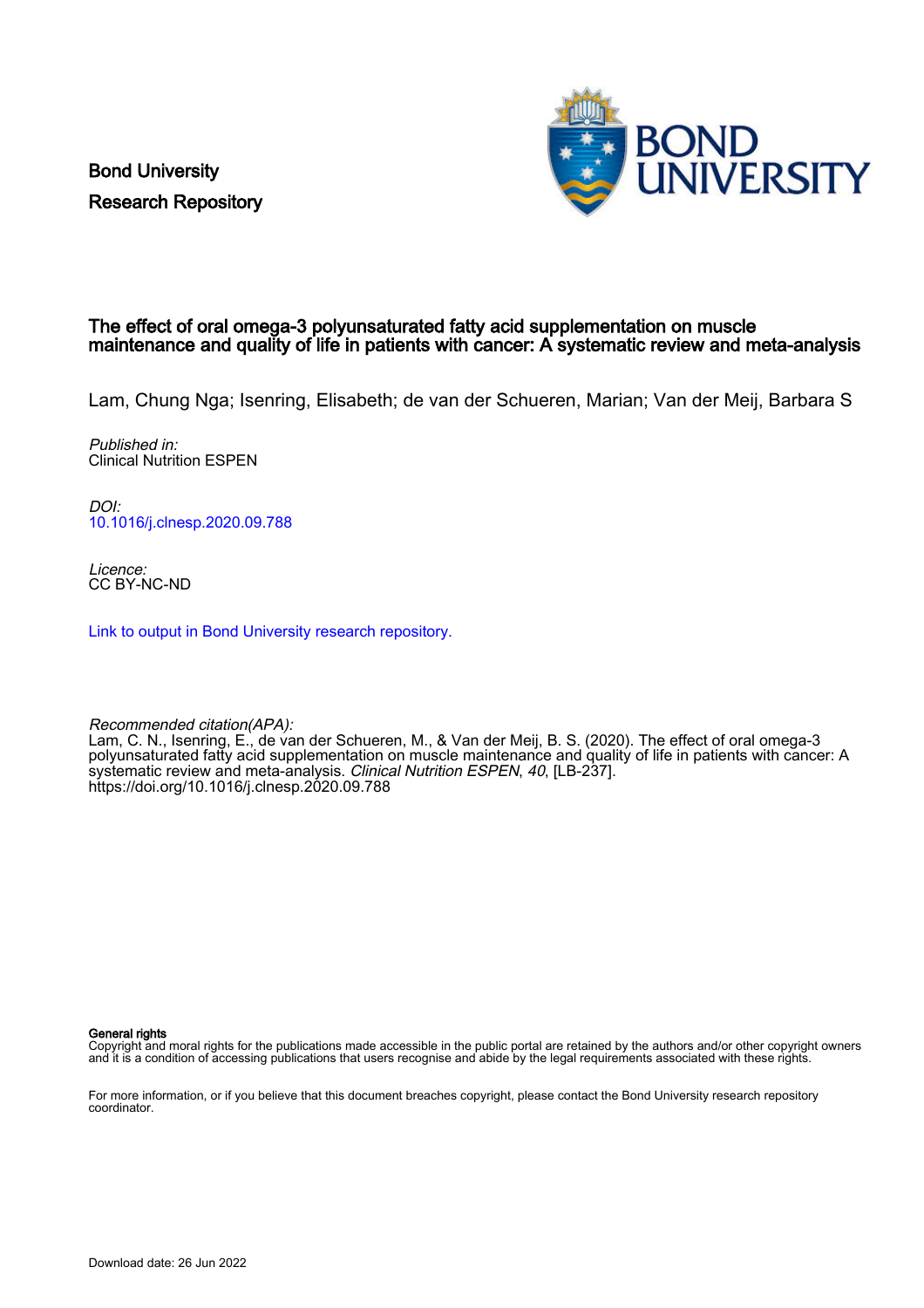Bond University
Research Repository

# The effect of oral omega-3 polyunsaturated fatty acid supplementation on muscle maintenance and quality of life in patients with cancer: A systematic review and meta-analysis

Lam, Chung Nga; Isenring, Elisabeth; de van der Schueren, Marian; Van der Meij, Barbara S

*Published in:*
Clinical Nutrition ESPEN

*DOI:*
10.1016/j.clnesp.2020.09.788

*Licence:*
CC BY-NC-ND

Link to output in Bond University research repository.

*Recommended citation(APA):*
Lam, C. N., Isenring, E., de van der Schueren, M., & Van der Meij, B. S. (2020). The effect of oral omega-3 polyunsaturated fatty acid supplementation on muscle maintenance and quality of life in patients with cancer: A systematic review and meta-analysis. *Clinical Nutrition ESPEN*, *40*, [LB-237]. https://doi.org/10.1016/j.clnesp.2020.09.788

**General rights**
Copyright and moral rights for the publications made accessible in the public portal are retained by the authors and/or other copyright owners and it is a condition of accessing publications that users recognise and abide by the legal requirements associated with these rights.

For more information, or if you believe that this document breaches copyright, please contact the Bond University research repository coordinator.

Download date: 26 Jun 2022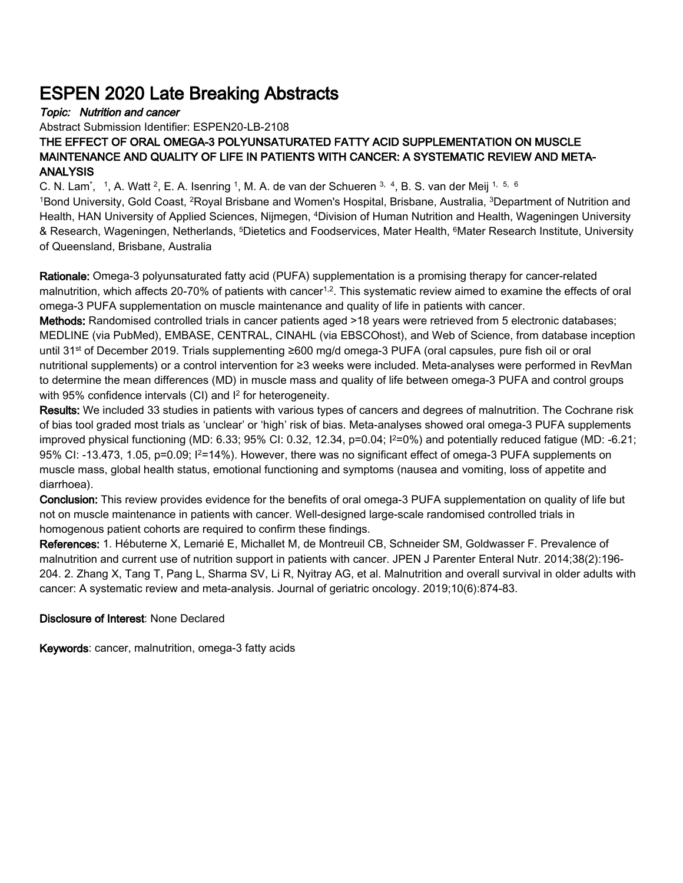# ESPEN 2020 Late Breaking Abstracts

***Topic: Nutrition and cancer***

Abstract Submission Identifier: ESPEN20-LB-2108

## THE EFFECT OF ORAL OMEGA-3 POLYUNSATURATED FATTY ACID SUPPLEMENTATION ON MUSCLE MAINTENANCE AND QUALITY OF LIFE IN PATIENTS WITH CANCER: A SYSTEMATIC REVIEW AND META-ANALYSIS

C. N. Lam*, [1], A. Watt [2], E. A. Isenring [1], M. A. de van der Schueren [3, 4], B. S. van der Meij [1, 5, 6]

[1]Bond University, Gold Coast, [2]Royal Brisbane and Women's Hospital, Brisbane, Australia, [3]Department of Nutrition and Health, HAN University of Applied Sciences, Nijmegen, [4]Division of Human Nutrition and Health, Wageningen University & Research, Wageningen, Netherlands, [5]Dietetics and Foodservices, Mater Health, [6]Mater Research Institute, University of Queensland, Brisbane, Australia

**Rationale:** Omega-3 polyunsaturated fatty acid (PUFA) supplementation is a promising therapy for cancer-related malnutrition, which affects 20-70% of patients with cancer[1,2]. This systematic review aimed to examine the effects of oral omega-3 PUFA supplementation on muscle maintenance and quality of life in patients with cancer.

**Methods:** Randomised controlled trials in cancer patients aged >18 years were retrieved from 5 electronic databases; MEDLINE (via PubMed), EMBASE, CENTRAL, CINAHL (via EBSCOhost), and Web of Science, from database inception until 31st of December 2019. Trials supplementing ≥600 mg/d omega-3 PUFA (oral capsules, pure fish oil or oral nutritional supplements) or a control intervention for ≥3 weeks were included. Meta-analyses were performed in RevMan to determine the mean differences (MD) in muscle mass and quality of life between omega-3 PUFA and control groups with 95% confidence intervals (CI) and $I^2$ for heterogeneity.

**Results:** We included 33 studies in patients with various types of cancers and degrees of malnutrition. The Cochrane risk of bias tool graded most trials as 'unclear' or 'high' risk of bias. Meta-analyses showed oral omega-3 PUFA supplements improved physical functioning (MD: 6.33; 95% CI: 0.32, 12.34, p=0.04; $I^2$=0%) and potentially reduced fatigue (MD: -6.21; 95% CI: -13.473, 1.05, p=0.09; $I^2$=14%). However, there was no significant effect of omega-3 PUFA supplements on muscle mass, global health status, emotional functioning and symptoms (nausea and vomiting, loss of appetite and diarrhoea).

**Conclusion:** This review provides evidence for the benefits of oral omega-3 PUFA supplementation on quality of life but not on muscle maintenance in patients with cancer. Well-designed large-scale randomised controlled trials in homogenous patient cohorts are required to confirm these findings.

**References:** 1. Hébuterne X, Lemarié E, Michallet M, de Montreuil CB, Schneider SM, Goldwasser F. Prevalence of malnutrition and current use of nutrition support in patients with cancer. JPEN J Parenter Enteral Nutr. 2014;38(2):196-204. 2. Zhang X, Tang T, Pang L, Sharma SV, Li R, Nyitray AG, et al. Malnutrition and overall survival in older adults with cancer: A systematic review and meta-analysis. Journal of geriatric oncology. 2019;10(6):874-83.

**Disclosure of Interest**: None Declared

**Keywords**: cancer, malnutrition, omega-3 fatty acids